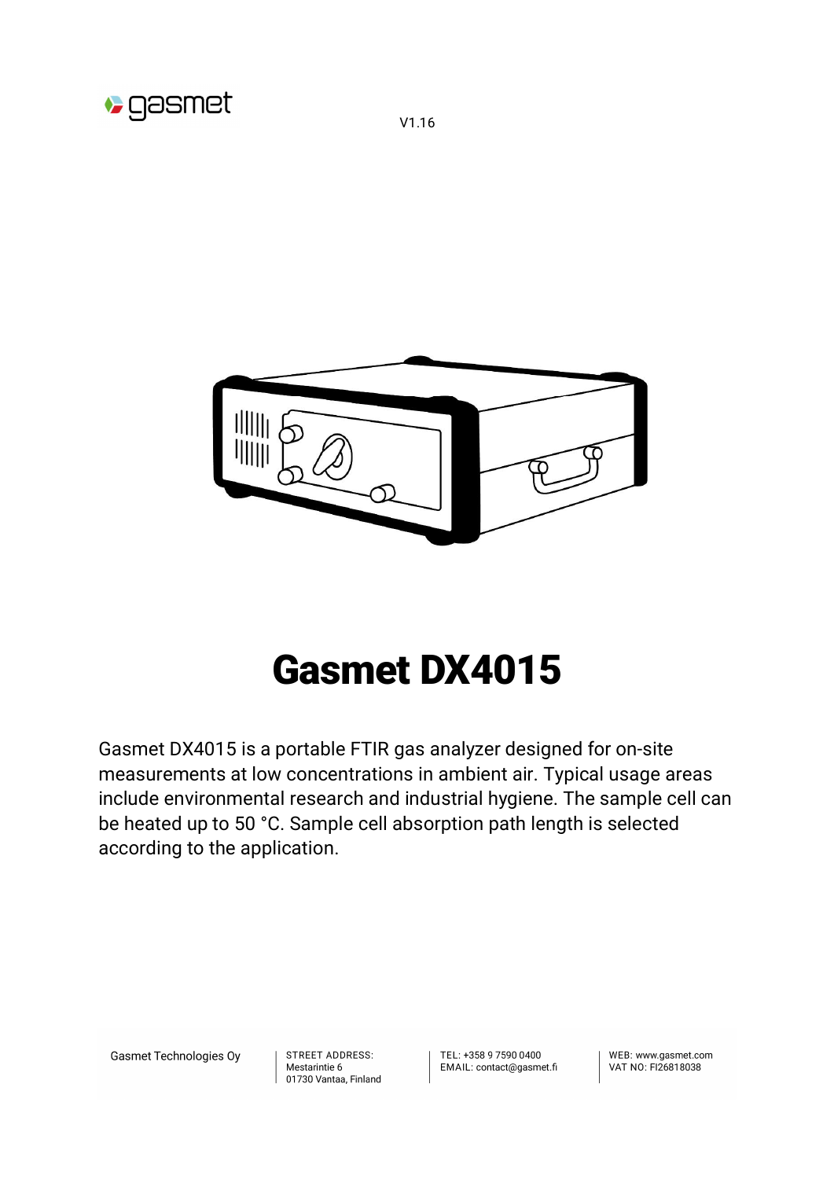V1.16

# Gasmet DX4015

Gasmet DX4015 is a portable FTIR gas analyzer designed for on-site measurements at low concentrations in ambient air. Typical usage areas include environmental research and industrial hygiene. The sample cell can be heated up to 50 °C. Sample cell absorption path length is selected according to the application.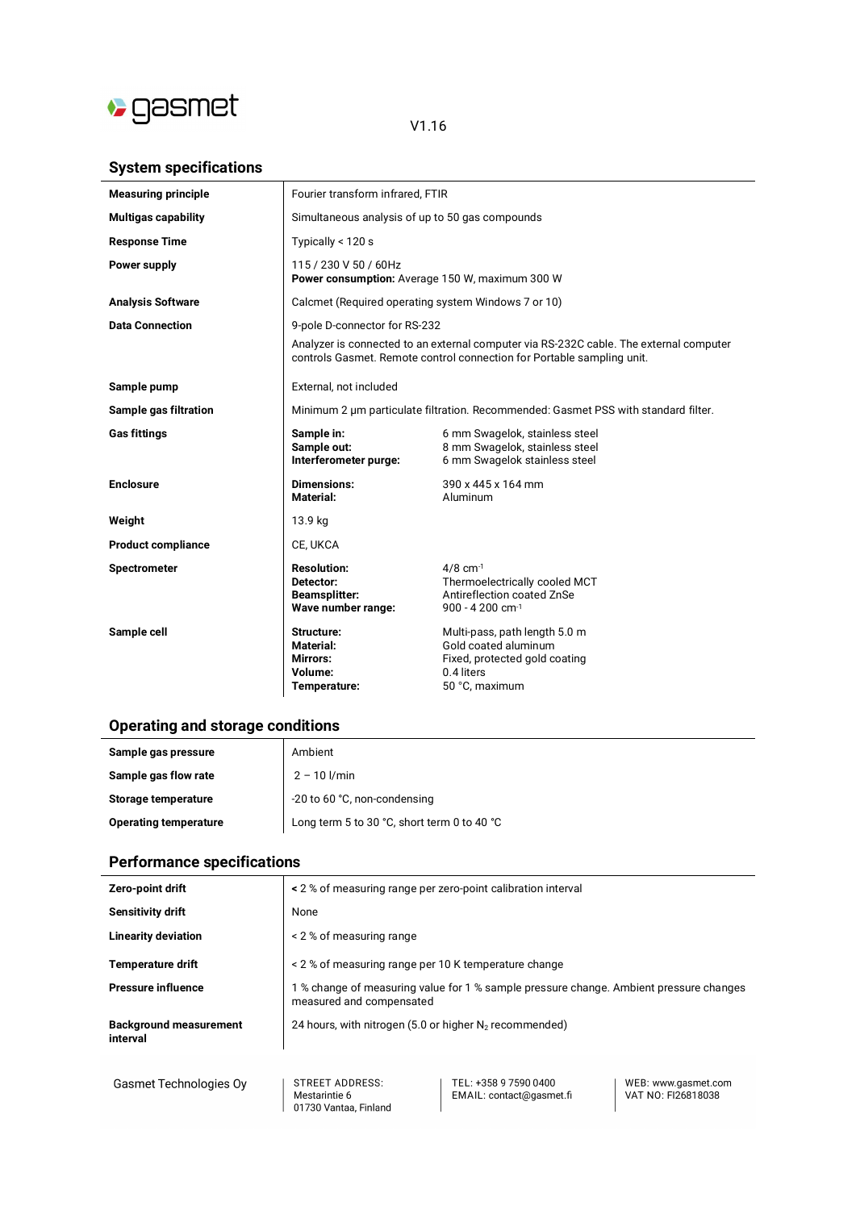V1.16

## System specifications

| | | |
|---|---|---|
| **Measuring principle** | Fourier transform infrared, FTIR | |
| **Multigas capability** | Simultaneous analysis of up to 50 gas compounds | |
| **Response Time** | Typically < 120 s | |
| **Power supply** | 115 / 230 V 50 / 60Hz<br>**Power consumption:** Average 150 W, maximum 300 W | |
| **Analysis Software** | Calcmet (Required operating system Windows 7 or 10) | |
| **Data Connection** | 9-pole D-connector for RS-232<br>Analyzer is connected to an external computer via RS-232C cable. The external computer controls Gasmet. Remote control connection for Portable sampling unit. | |
| **Sample pump** | External, not included | |
| **Sample gas filtration** | Minimum 2 µm particulate filtration. Recommended: Gasmet PSS with standard filter. | |
| **Gas fittings** | **Sample in:**<br>**Sample out:**<br>**Interferometer purge:** | 6 mm Swagelok, stainless steel<br>8 mm Swagelok, stainless steel<br>6 mm Swagelok stainless steel |
| **Enclosure** | **Dimensions:**<br>**Material:** | 390 x 445 x 164 mm<br>Aluminum |
| **Weight** | 13.9 kg | |
| **Product compliance** | CE, UKCA | |
| **Spectrometer** | **Resolution:**<br>**Detector:**<br>**Beamsplitter:**<br>**Wave number range:** | 4/8 $cm^{-1}$<br>Thermoelectrically cooled MCT<br>Antireflection coated ZnSe<br>900 - 4 200 $cm^{-1}$ |
| **Sample cell** | **Structure:**<br>**Material:**<br>**Mirrors:**<br>**Volume:**<br>**Temperature:** | Multi-pass, path length 5.0 m<br>Gold coated aluminum<br>Fixed, protected gold coating<br>0.4 liters<br>50 °C, maximum |

## Operating and storage conditions

| | |
|---|---|
| **Sample gas pressure** | Ambient |
| **Sample gas flow rate** | 2 – 10 l/min |
| **Storage temperature** | -20 to 60 °C, non-condensing |
| **Operating temperature** | Long term 5 to 30 °C, short term 0 to 40 °C |

## Performance specifications

| | |
|---|---|
| **Zero-point drift** | < 2 % of measuring range per zero-point calibration interval |
| **Sensitivity drift** | None |
| **Linearity deviation** | < 2 % of measuring range |
| **Temperature drift** | < 2 % of measuring range per 10 K temperature change |
| **Pressure influence** | 1 % change of measuring value for 1 % sample pressure change. Ambient pressure changes measured and compensated |
| **Background measurement interval** | 24 hours, with nitrogen (5.0 or higher $N_2$ recommended) |

Gasmet Technologies Oy | STREET ADDRESS: Mestarintie 6, 01730 Vantaa, Finland | TEL: +358 9 7590 0400, EMAIL: contact@gasmet.fi | WEB: www.gasmet.com, VAT NO: FI26818038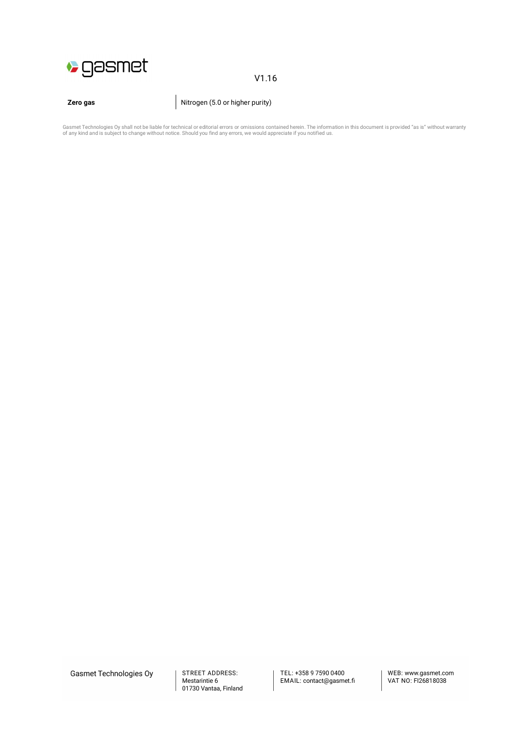| | |
|---|---|
| **Zero gas** | Nitrogen (5.0 or higher purity) |

Gasmet Technologies Oy shall not be liable for technical or editorial errors or omissions contained herein. The information in this document is provided "as is" without warranty of any kind and is subject to change without notice. Should you find any errors, we would appreciate if you notified us.